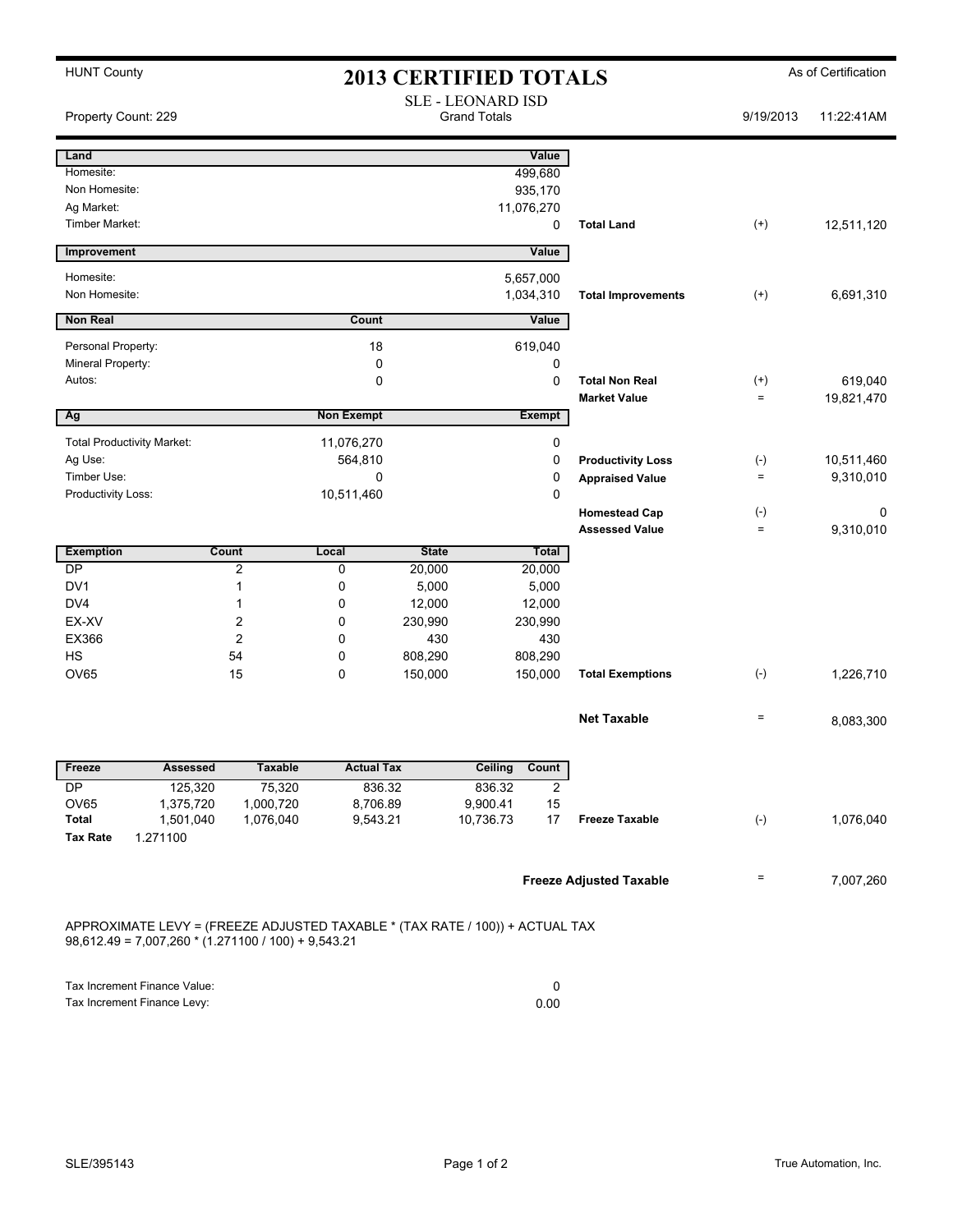HUNT County

# 2013 CERTIFIED TOTALS

As of Certification

SLE - LEONARD ISD
Grand Totals

Property Count: 229 — 9/19/2013 11:22:41AM

| Land | Value | | | |
|---|---|---|---|---|
| Homesite: | 499,680 | | | |
| Non Homesite: | 935,170 | | | |
| Ag Market: | 11,076,270 | | | |
| Timber Market: | 0 | Total Land | (+) | 12,511,120 |

| Improvement | Value | | | |
|---|---|---|---|---|
| Homesite: | 5,657,000 | | | |
| Non Homesite: | 1,034,310 | Total Improvements | (+) | 6,691,310 |

| Non Real | Count | Value | | | |
|---|---|---|---|---|---|
| Personal Property: | 18 | 619,040 | | | |
| Mineral Property: | 0 | 0 | | | |
| Autos: | 0 | 0 | Total Non Real | (+) | 619,040 |
| | | | Market Value | = | 19,821,470 |

| Ag | Non Exempt | Exempt | | | |
|---|---|---|---|---|---|
| Total Productivity Market: | 11,076,270 | 0 | | | |
| Ag Use: | 564,810 | 0 | Productivity Loss | (-) | 10,511,460 |
| Timber Use: | 0 | 0 | Appraised Value | = | 9,310,010 |
| Productivity Loss: | 10,511,460 | 0 | | | |
| | | | Homestead Cap | (-) | 0 |
| | | | Assessed Value | = | 9,310,010 |

| Exemption | Count | Local | State | Total | | | |
|---|---|---|---|---|---|---|---|
| DP | 2 | 0 | 20,000 | 20,000 | | | |
| DV1 | 1 | 0 | 5,000 | 5,000 | | | |
| DV4 | 1 | 0 | 12,000 | 12,000 | | | |
| EX-XV | 2 | 0 | 230,990 | 230,990 | | | |
| EX366 | 2 | 0 | 430 | 430 | | | |
| HS | 54 | 0 | 808,290 | 808,290 | | | |
| OV65 | 15 | 0 | 150,000 | 150,000 | Total Exemptions | (-) | 1,226,710 |

**Net Taxable** = 8,083,300

| Freeze | Assessed | Taxable | Actual Tax | Ceiling | Count | | | |
|---|---|---|---|---|---|---|---|---|
| DP | 125,320 | 75,320 | 836.32 | 836.32 | 2 | | | |
| OV65 | 1,375,720 | 1,000,720 | 8,706.89 | 9,900.41 | 15 | | | |
| Total | 1,501,040 | 1,076,040 | 9,543.21 | 10,736.73 | 17 | Freeze Taxable | (-) | 1,076,040 |
| Tax Rate | 1.271100 | | | | | | | |

**Freeze Adjusted Taxable** = 7,007,260

APPROXIMATE LEVY = (FREEZE ADJUSTED TAXABLE * (TAX RATE / 100)) + ACTUAL TAX
98,612.49 = 7,007,260 * (1.271100 / 100) + 9,543.21

| | |
|---|---|
| Tax Increment Finance Value: | 0 |
| Tax Increment Finance Levy: | 0.00 |

SLE/395143 — True Automation, Inc.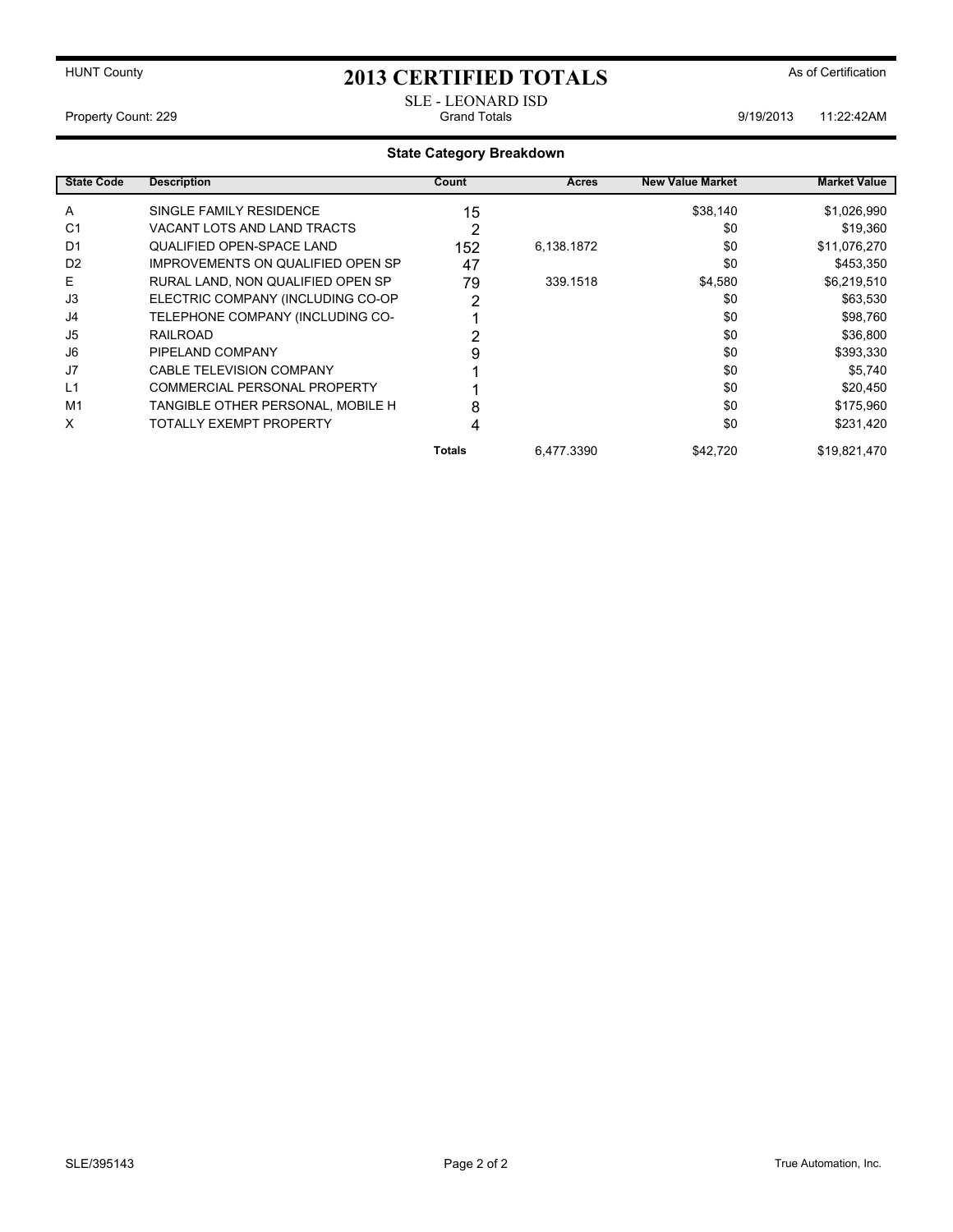HUNT County

# 2013 CERTIFIED TOTALS

As of Certification

SLE - LEONARD ISD
Grand Totals

Property Count: 229

9/19/2013 11:22:42AM

## State Category Breakdown

| State Code | Description | Count | Acres | New Value Market | Market Value |
|---|---|---|---|---|---|
| A | SINGLE FAMILY RESIDENCE | 15 | | $38,140 | $1,026,990 |
| C1 | VACANT LOTS AND LAND TRACTS | 2 | | $0 | $19,360 |
| D1 | QUALIFIED OPEN-SPACE LAND | 152 | 6,138.1872 | $0 | $11,076,270 |
| D2 | IMPROVEMENTS ON QUALIFIED OPEN SP | 47 | | $0 | $453,350 |
| E | RURAL LAND, NON QUALIFIED OPEN SP | 79 | 339.1518 | $4,580 | $6,219,510 |
| J3 | ELECTRIC COMPANY (INCLUDING CO-OP | 2 | | $0 | $63,530 |
| J4 | TELEPHONE COMPANY (INCLUDING CO- | 1 | | $0 | $98,760 |
| J5 | RAILROAD | 2 | | $0 | $36,800 |
| J6 | PIPELAND COMPANY | 9 | | $0 | $393,330 |
| J7 | CABLE TELEVISION COMPANY | 1 | | $0 | $5,740 |
| L1 | COMMERCIAL PERSONAL PROPERTY | 1 | | $0 | $20,450 |
| M1 | TANGIBLE OTHER PERSONAL, MOBILE H | 8 | | $0 | $175,960 |
| X | TOTALLY EXEMPT PROPERTY | 4 | | $0 | $231,420 |
| | | **Totals** | 6,477.3390 | $42,720 | $19,821,470 |

SLE/395143

True Automation, Inc.